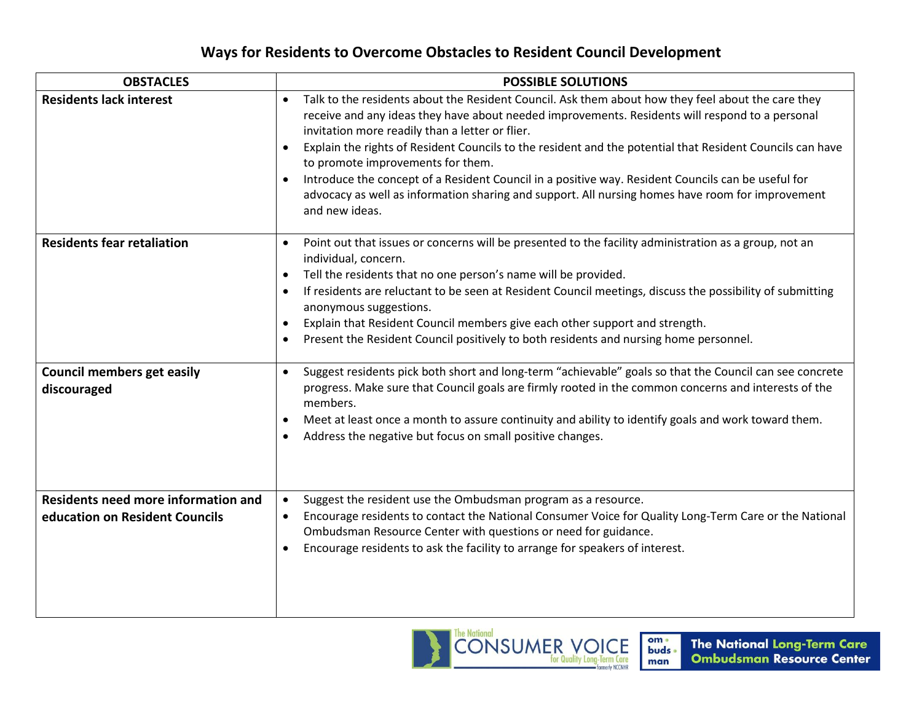# Ways for Residents to Overcome Obstacles to Resident Council Development

| OBSTACLES | POSSIBLE SOLUTIONS |
|---|---|
| **Residents lack interest** | • Talk to the residents about the Resident Council. Ask them about how they feel about the care they receive and any ideas they have about needed improvements. Residents will respond to a personal invitation more readily than a letter or flier.<br>• Explain the rights of Resident Councils to the resident and the potential that Resident Councils can have to promote improvements for them.<br>• Introduce the concept of a Resident Council in a positive way. Resident Councils can be useful for advocacy as well as information sharing and support. All nursing homes have room for improvement and new ideas. |
| **Residents fear retaliation** | • Point out that issues or concerns will be presented to the facility administration as a group, not an individual, concern.<br>• Tell the residents that no one person's name will be provided.<br>• If residents are reluctant to be seen at Resident Council meetings, discuss the possibility of submitting anonymous suggestions.<br>• Explain that Resident Council members give each other support and strength.<br>• Present the Resident Council positively to both residents and nursing home personnel. |
| **Council members get easily discouraged** | • Suggest residents pick both short and long-term "achievable" goals so that the Council can see concrete progress. Make sure that Council goals are firmly rooted in the common concerns and interests of the members.<br>• Meet at least once a month to assure continuity and ability to identify goals and work toward them.<br>• Address the negative but focus on small positive changes. |
| **Residents need more information and education on Resident Councils** | • Suggest the resident use the Ombudsman program as a resource.<br>• Encourage residents to contact the National Consumer Voice for Quality Long-Term Care or the National Ombudsman Resource Center with questions or need for guidance.<br>• Encourage residents to ask the facility to arrange for speakers of interest. |

The National Consumer Voice for Quality Long-Term Care (formerly NCCNHR) | The National Long-Term Care Ombudsman Resource Center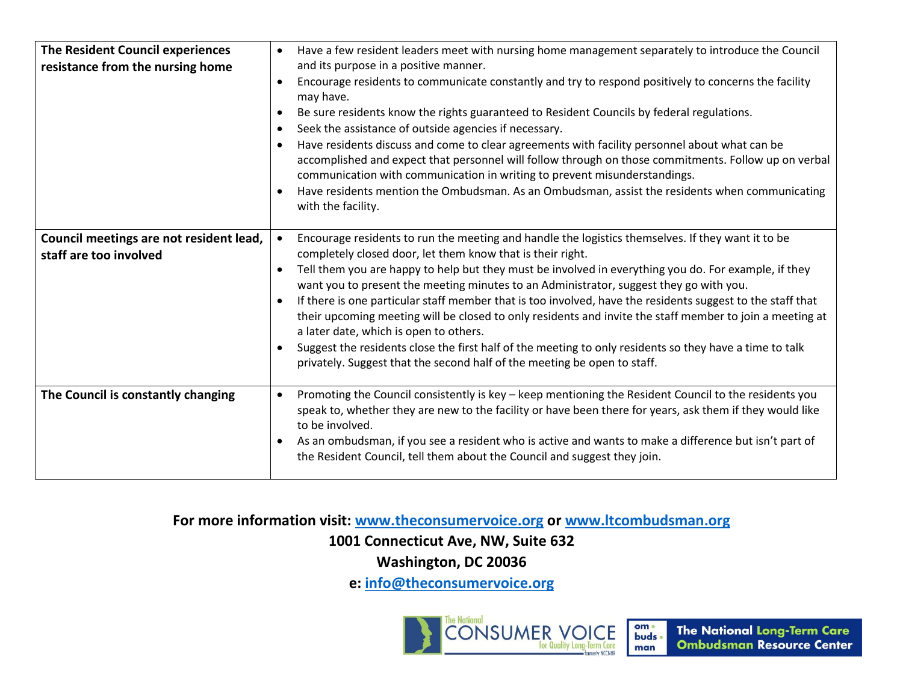| | |
|---|---|
| **The Resident Council experiences resistance from the nursing home** | • Have a few resident leaders meet with nursing home management separately to introduce the Council and its purpose in a positive manner.<br>• Encourage residents to communicate constantly and try to respond positively to concerns the facility may have.<br>• Be sure residents know the rights guaranteed to Resident Councils by federal regulations.<br>• Seek the assistance of outside agencies if necessary.<br>• Have residents discuss and come to clear agreements with facility personnel about what can be accomplished and expect that personnel will follow through on those commitments. Follow up on verbal communication with communication in writing to prevent misunderstandings.<br>• Have residents mention the Ombudsman. As an Ombudsman, assist the residents when communicating with the facility. |
| **Council meetings are not resident lead, staff are too involved** | • Encourage residents to run the meeting and handle the logistics themselves. If they want it to be completely closed door, let them know that is their right.<br>• Tell them you are happy to help but they must be involved in everything you do. For example, if they want you to present the meeting minutes to an Administrator, suggest they go with you.<br>• If there is one particular staff member that is too involved, have the residents suggest to the staff that their upcoming meeting will be closed to only residents and invite the staff member to join a meeting at a later date, which is open to others.<br>• Suggest the residents close the first half of the meeting to only residents so they have a time to talk privately. Suggest that the second half of the meeting be open to staff. |
| **The Council is constantly changing** | • Promoting the Council consistently is key – keep mentioning the Resident Council to the residents you speak to, whether they are new to the facility or have been there for years, ask them if they would like to be involved.<br>• As an ombudsman, if you see a resident who is active and wants to make a difference but isn't part of the Resident Council, tell them about the Council and suggest they join. |

**For more information visit: [www.theconsumervoice.org](http://www.theconsumervoice.org) or [www.ltcombudsman.org](http://www.ltcombudsman.org)**

**1001 Connecticut Ave, NW, Suite 632**

**Washington, DC 20036**

**e: [info@theconsumervoice.org](mailto:info@theconsumervoice.org)**

The National CONSUMER VOICE for Quality Long-Term Care formerly NCCNHR

om•buds•man The National Long-Term Care Ombudsman Resource Center